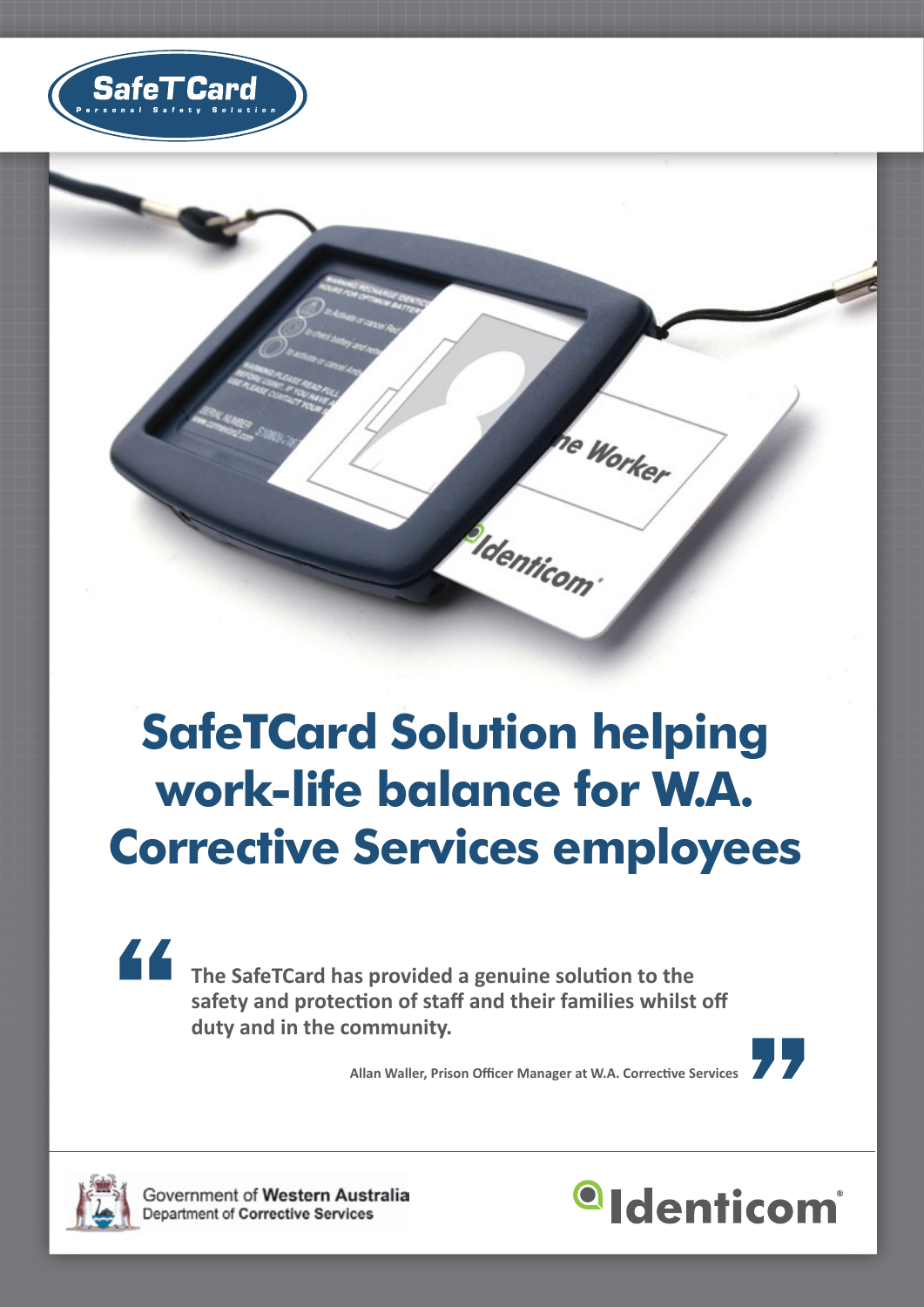SafeT Card

Personal Safety Solution

# SafeTCard Solution helping work-life balance for W.A. Corrective Services employees

> The SafeTCard has provided a genuine solution to the safety and protection of staff and their families whilst off duty and in the community.
>
> **Allan Waller, Prison Officer Manager at W.A. Corrective Services**

Government of **Western Australia**
Department of **Corrective Services**

Identicom®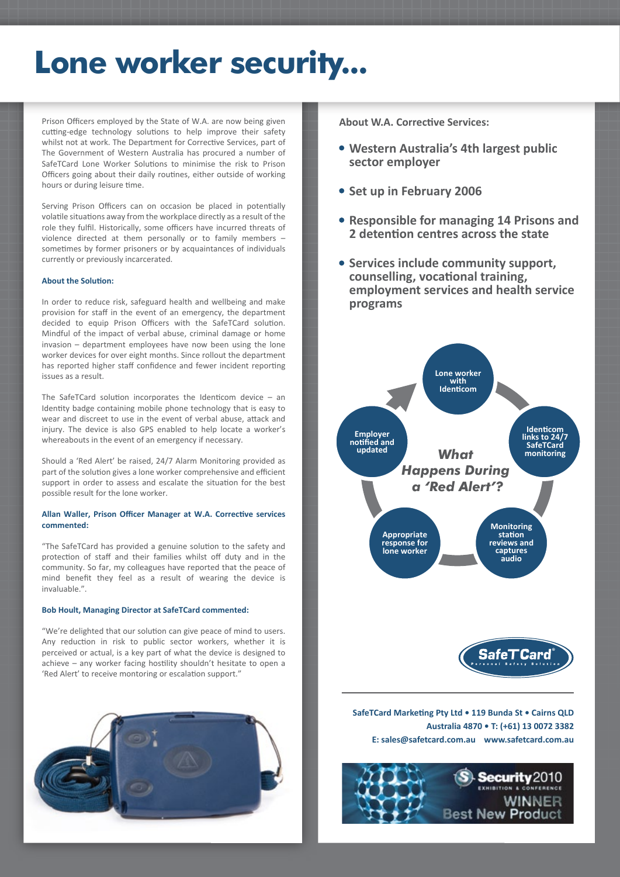# Lone worker security...

Prison Officers employed by the State of W.A. are now being given cutting-edge technology solutions to help improve their safety whilst not at work. The Department for Corrective Services, part of The Government of Western Australia has procured a number of SafeTCard Lone Worker Solutions to minimise the risk to Prison Officers going about their daily routines, either outside of working hours or during leisure time.

Serving Prison Officers can on occasion be placed in potentially volatile situations away from the workplace directly as a result of the role they fulfil. Historically, some officers have incurred threats of violence directed at them personally or to family members – sometimes by former prisoners or by acquaintances of individuals currently or previously incarcerated.

### About the Solution:

In order to reduce risk, safeguard health and wellbeing and make provision for staff in the event of an emergency, the department decided to equip Prison Officers with the SafeTCard solution. Mindful of the impact of verbal abuse, criminal damage or home invasion – department employees have now been using the lone worker devices for over eight months. Since rollout the department has reported higher staff confidence and fewer incident reporting issues as a result.

The SafeTCard solution incorporates the Identicom device – an Identity badge containing mobile phone technology that is easy to wear and discreet to use in the event of verbal abuse, attack and injury. The device is also GPS enabled to help locate a worker's whereabouts in the event of an emergency if necessary.

Should a 'Red Alert' be raised, 24/7 Alarm Monitoring provided as part of the solution gives a lone worker comprehensive and efficient support in order to assess and escalate the situation for the best possible result for the lone worker.

**Allan Waller, Prison Officer Manager at W.A. Corrective services commented:**

"The SafeTCard has provided a genuine solution to the safety and protection of staff and their families whilst off duty and in the community. So far, my colleagues have reported that the peace of mind benefit they feel as a result of wearing the device is invaluable.".

**Bob Hoult, Managing Director at SafeTCard commented:**

"We're delighted that our solution can give peace of mind to users. Any reduction in risk to public sector workers, whether it is perceived or actual, is a key part of what the device is designed to achieve – any worker facing hostility shouldn't hesitate to open a 'Red Alert' to receive montoring or escalation support."

**About W.A. Corrective Services:**

- **Western Australia's 4th largest public sector employer**
- **Set up in February 2006**
- **Responsible for managing 14 Prisons and 2 detention centres across the state**
- **Services include community support, counselling, vocational training, employment services and health service programs**

*What Happens During a 'Red Alert'?*

Lone worker with Identicom

Identicom links to 24/7 SafeTCard monitoring

Monitoring station reviews and captures audio

Appropriate response for lone worker

Employer notified and updated

SafeTCard Personal Safety Solution

**SafeTCard Marketing Pty Ltd • 119 Bunda St • Cairns QLD Australia 4870 • T: (+61) 13 0072 3382**
**E: sales@safetcard.com.au www.safetcard.com.au**

Security 2010 Exhibition & Conference WINNER Best New Product